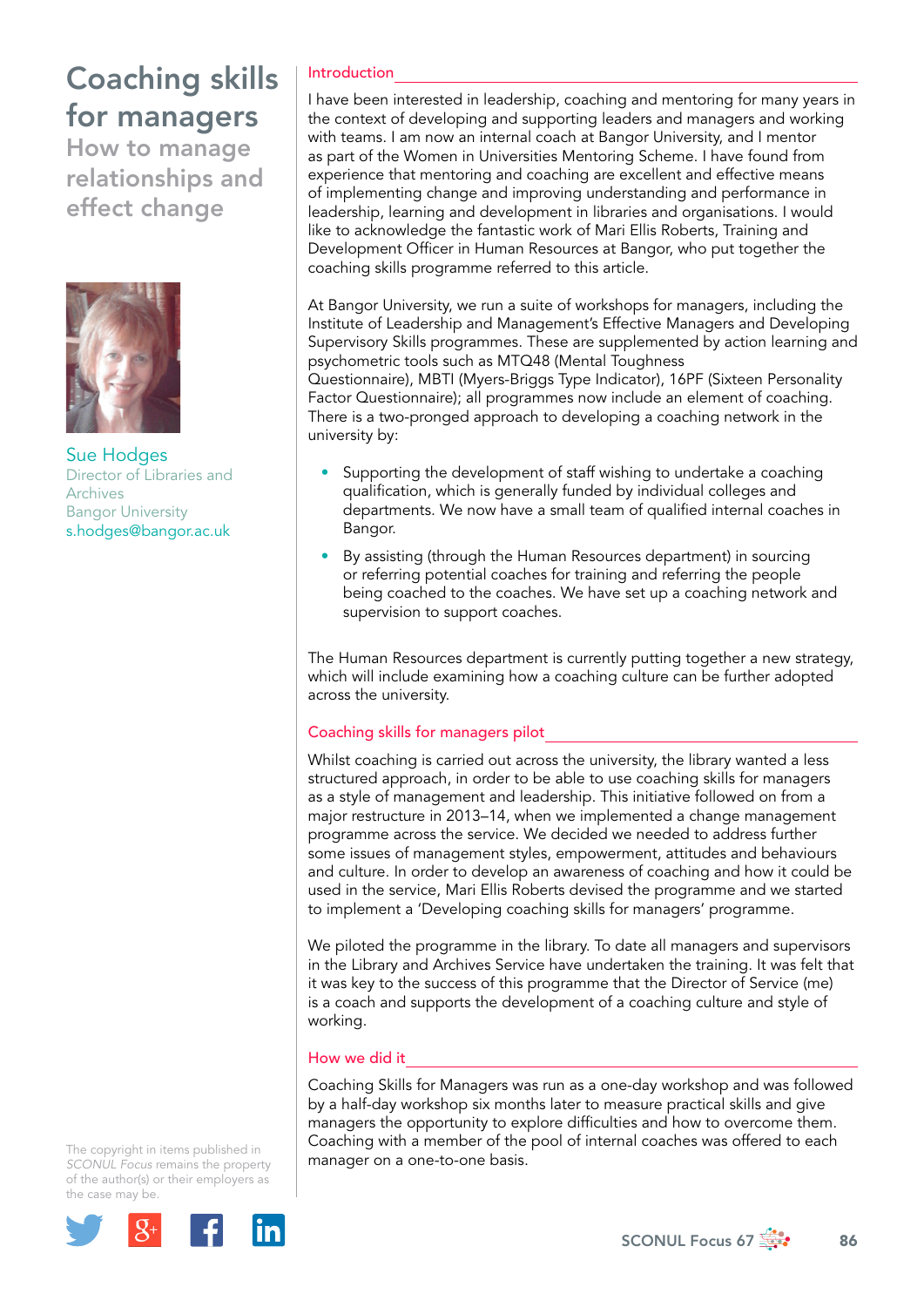# Coaching skills for managers

## How to manage relationships and effect change

Sue Hodges
Director of Libraries and Archives
Bangor University
s.hodges@bangor.ac.uk

The copyright in items published in *SCONUL Focus* remains the property of the author(s) or their employers as the case may be.

## Introduction

I have been interested in leadership, coaching and mentoring for many years in the context of developing and supporting leaders and managers and working with teams. I am now an internal coach at Bangor University, and I mentor as part of the Women in Universities Mentoring Scheme. I have found from experience that mentoring and coaching are excellent and effective means of implementing change and improving understanding and performance in leadership, learning and development in libraries and organisations. I would like to acknowledge the fantastic work of Mari Ellis Roberts, Training and Development Officer in Human Resources at Bangor, who put together the coaching skills programme referred to this article.

At Bangor University, we run a suite of workshops for managers, including the Institute of Leadership and Management's Effective Managers and Developing Supervisory Skills programmes. These are supplemented by action learning and psychometric tools such as MTQ48 (Mental Toughness Questionnaire), MBTI (Myers-Briggs Type Indicator), 16PF (Sixteen Personality Factor Questionnaire); all programmes now include an element of coaching. There is a two-pronged approach to developing a coaching network in the university by:

- Supporting the development of staff wishing to undertake a coaching qualification, which is generally funded by individual colleges and departments. We now have a small team of qualified internal coaches in Bangor.
- By assisting (through the Human Resources department) in sourcing or referring potential coaches for training and referring the people being coached to the coaches. We have set up a coaching network and supervision to support coaches.

The Human Resources department is currently putting together a new strategy, which will include examining how a coaching culture can be further adopted across the university.

## Coaching skills for managers pilot

Whilst coaching is carried out across the university, the library wanted a less structured approach, in order to be able to use coaching skills for managers as a style of management and leadership. This initiative followed on from a major restructure in 2013–14, when we implemented a change management programme across the service. We decided we needed to address further some issues of management styles, empowerment, attitudes and behaviours and culture. In order to develop an awareness of coaching and how it could be used in the service, Mari Ellis Roberts devised the programme and we started to implement a 'Developing coaching skills for managers' programme.

We piloted the programme in the library. To date all managers and supervisors in the Library and Archives Service have undertaken the training. It was felt that it was key to the success of this programme that the Director of Service (me) is a coach and supports the development of a coaching culture and style of working.

## How we did it

Coaching Skills for Managers was run as a one-day workshop and was followed by a half-day workshop six months later to measure practical skills and give managers the opportunity to explore difficulties and how to overcome them. Coaching with a member of the pool of internal coaches was offered to each manager on a one-to-one basis.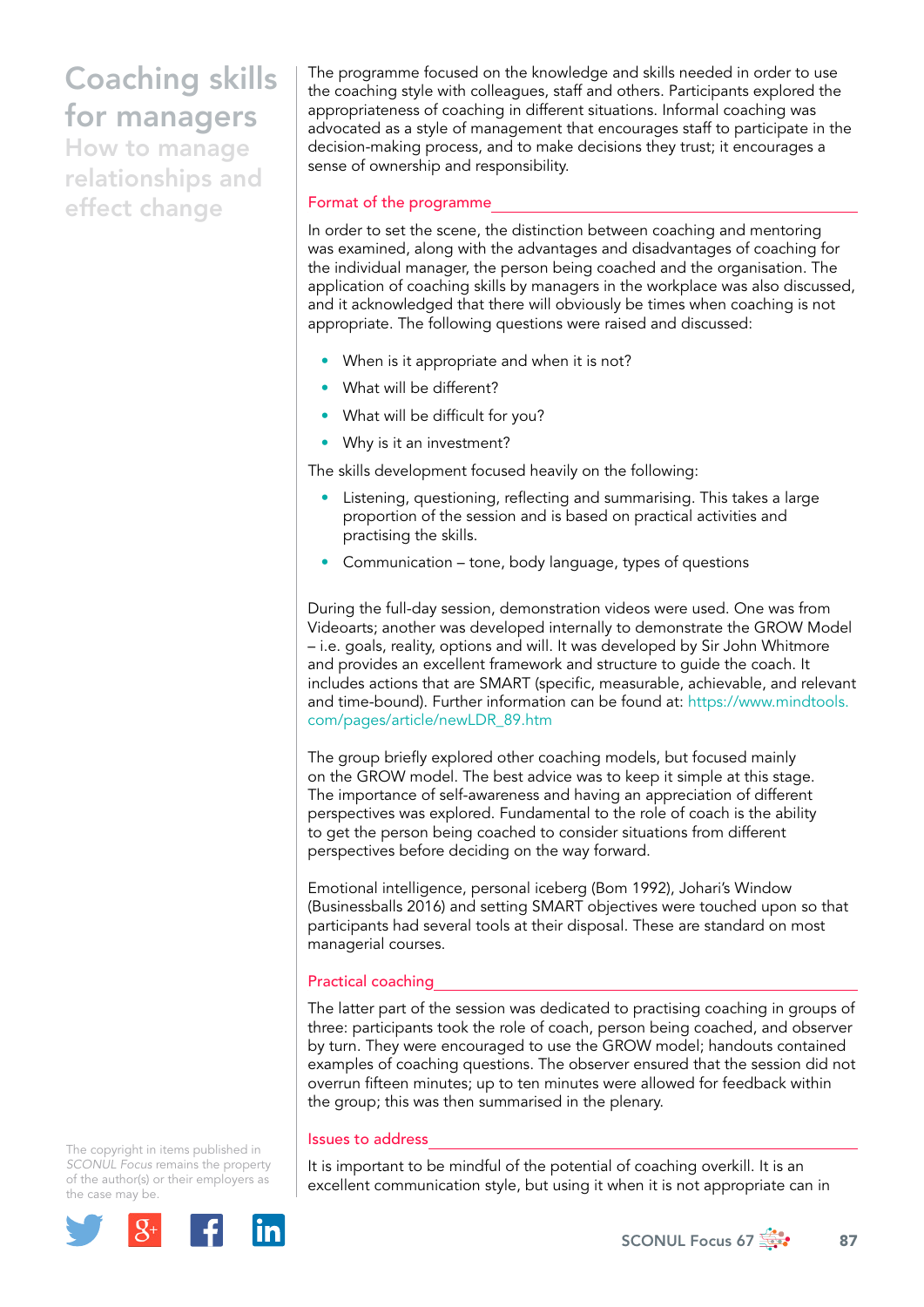The programme focused on the knowledge and skills needed in order to use the coaching style with colleagues, staff and others. Participants explored the appropriateness of coaching in different situations. Informal coaching was advocated as a style of management that encourages staff to participate in the decision-making process, and to make decisions they trust; it encourages a sense of ownership and responsibility.

### Format of the programme

In order to set the scene, the distinction between coaching and mentoring was examined, along with the advantages and disadvantages of coaching for the individual manager, the person being coached and the organisation. The application of coaching skills by managers in the workplace was also discussed, and it acknowledged that there will obviously be times when coaching is not appropriate. The following questions were raised and discussed:

- When is it appropriate and when it is not?
- What will be different?
- What will be difficult for you?
- Why is it an investment?

The skills development focused heavily on the following:

- Listening, questioning, reflecting and summarising. This takes a large proportion of the session and is based on practical activities and practising the skills.
- Communication – tone, body language, types of questions

During the full-day session, demonstration videos were used. One was from Videoarts; another was developed internally to demonstrate the GROW Model – i.e. goals, reality, options and will. It was developed by Sir John Whitmore and provides an excellent framework and structure to guide the coach. It includes actions that are SMART (specific, measurable, achievable, and relevant and time-bound). Further information can be found at: https://www.mindtools.com/pages/article/newLDR_89.htm

The group briefly explored other coaching models, but focused mainly on the GROW model. The best advice was to keep it simple at this stage. The importance of self-awareness and having an appreciation of different perspectives was explored. Fundamental to the role of coach is the ability to get the person being coached to consider situations from different perspectives before deciding on the way forward.

Emotional intelligence, personal iceberg (Bom 1992), Johari's Window (Businessballs 2016) and setting SMART objectives were touched upon so that participants had several tools at their disposal. These are standard on most managerial courses.

### Practical coaching

The latter part of the session was dedicated to practising coaching in groups of three: participants took the role of coach, person being coached, and observer by turn. They were encouraged to use the GROW model; handouts contained examples of coaching questions. The observer ensured that the session did not overrun fifteen minutes; up to ten minutes were allowed for feedback within the group; this was then summarised in the plenary.

### Issues to address

It is important to be mindful of the potential of coaching overkill. It is an excellent communication style, but using it when it is not appropriate can in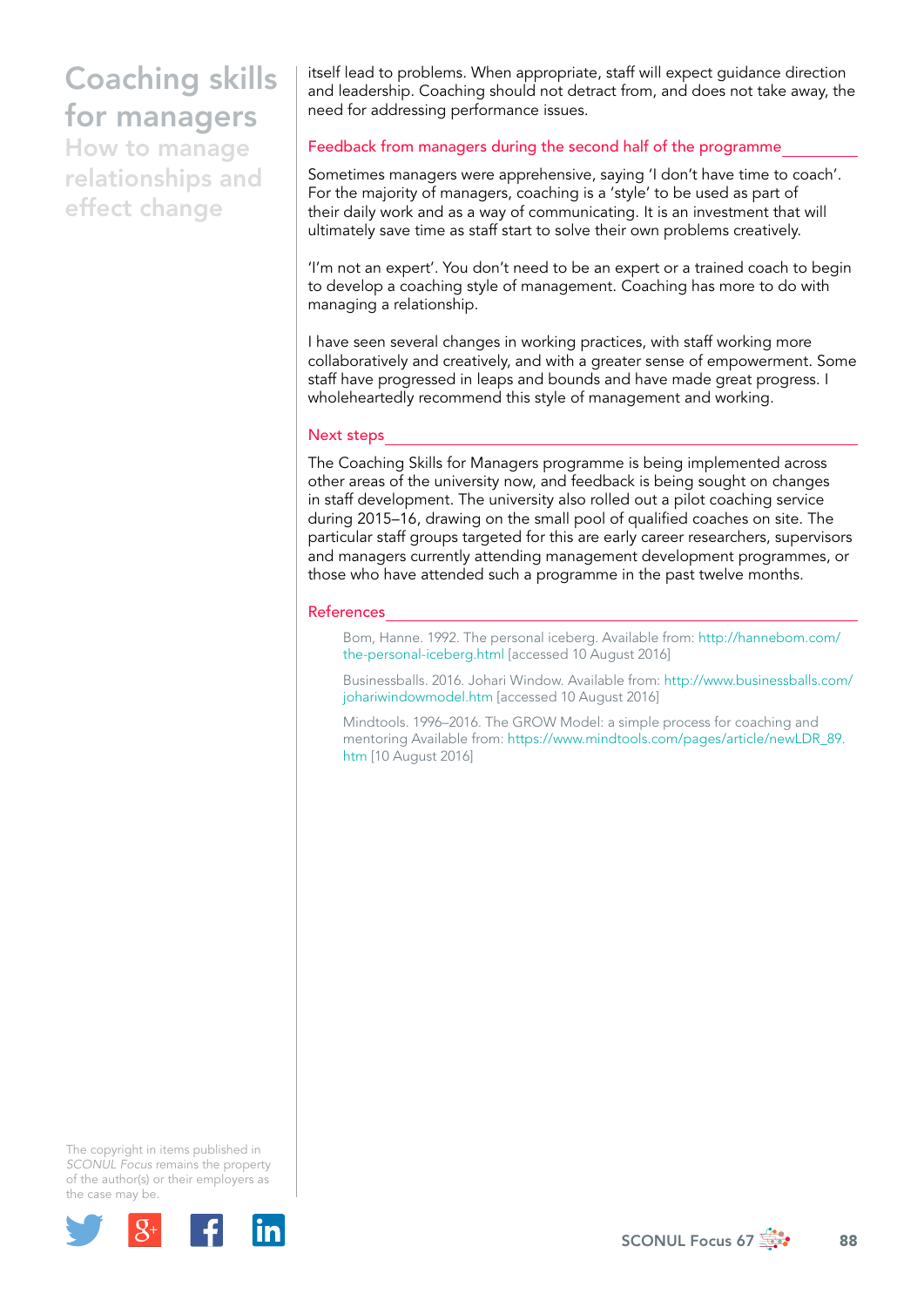itself lead to problems. When appropriate, staff will expect guidance direction and leadership. Coaching should not detract from, and does not take away, the need for addressing performance issues.

## Feedback from managers during the second half of the programme

Sometimes managers were apprehensive, saying 'I don't have time to coach'. For the majority of managers, coaching is a 'style' to be used as part of their daily work and as a way of communicating. It is an investment that will ultimately save time as staff start to solve their own problems creatively.

'I'm not an expert'. You don't need to be an expert or a trained coach to begin to develop a coaching style of management. Coaching has more to do with managing a relationship.

I have seen several changes in working practices, with staff working more collaboratively and creatively, and with a greater sense of empowerment. Some staff have progressed in leaps and bounds and have made great progress. I wholeheartedly recommend this style of management and working.

## Next steps

The Coaching Skills for Managers programme is being implemented across other areas of the university now, and feedback is being sought on changes in staff development. The university also rolled out a pilot coaching service during 2015–16, drawing on the small pool of qualified coaches on site. The particular staff groups targeted for this are early career researchers, supervisors and managers currently attending management development programmes, or those who have attended such a programme in the past twelve months.

## References

Bom, Hanne. 1992. The personal iceberg. Available from: http://hannebom.com/the-personal-iceberg.html [accessed 10 August 2016]

Businessballs. 2016. Johari Window. Available from: http://www.businessballs.com/johariwindowmodel.htm [accessed 10 August 2016]

Mindtools. 1996–2016. The GROW Model: a simple process for coaching and mentoring Available from: https://www.mindtools.com/pages/article/newLDR_89.htm [10 August 2016]

The copyright in items published in *SCONUL Focus* remains the property of the author(s) or their employers as the case may be.